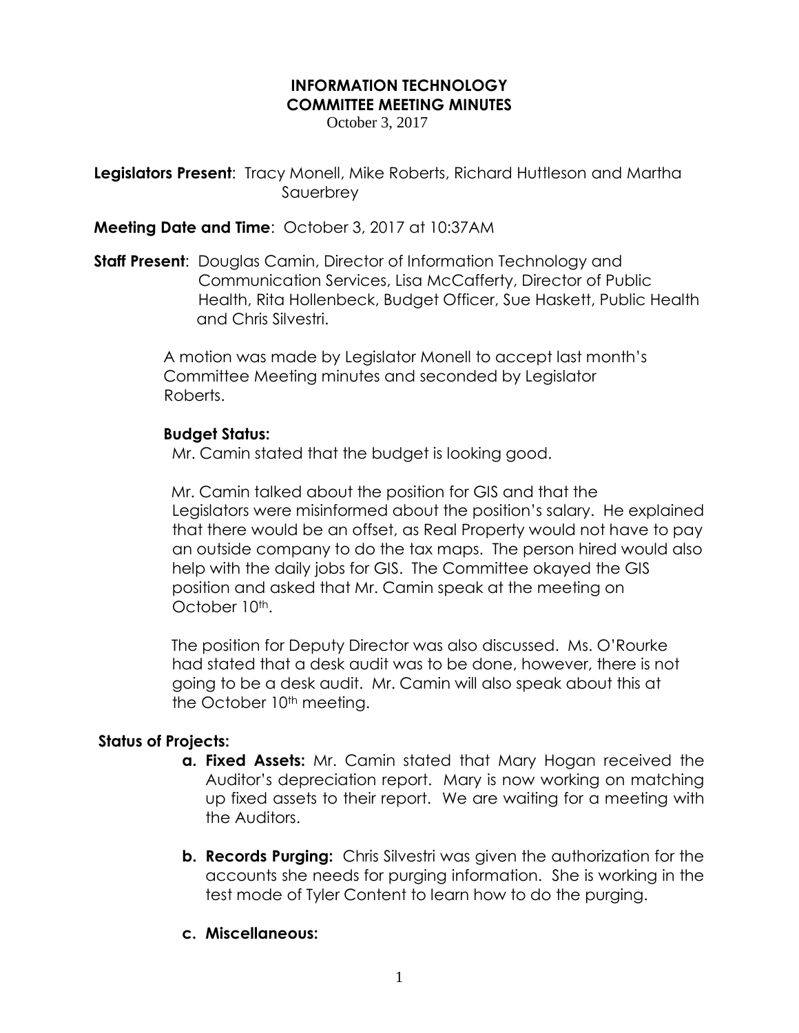# INFORMATION TECHNOLOGY COMMITTEE MEETING MINUTES

October 3, 2017

**Legislators Present**: Tracy Monell, Mike Roberts, Richard Huttleson and Martha Sauerbrey

**Meeting Date and Time**: October 3, 2017 at 10:37AM

**Staff Present**: Douglas Camin, Director of Information Technology and Communication Services, Lisa McCafferty, Director of Public Health, Rita Hollenbeck, Budget Officer, Sue Haskett, Public Health and Chris Silvestri.

A motion was made by Legislator Monell to accept last month's Committee Meeting minutes and seconded by Legislator Roberts.

**Budget Status:**

Mr. Camin stated that the budget is looking good.

Mr. Camin talked about the position for GIS and that the Legislators were misinformed about the position's salary. He explained that there would be an offset, as Real Property would not have to pay an outside company to do the tax maps. The person hired would also help with the daily jobs for GIS. The Committee okayed the GIS position and asked that Mr. Camin speak at the meeting on October 10th.

The position for Deputy Director was also discussed. Ms. O'Rourke had stated that a desk audit was to be done, however, there is not going to be a desk audit. Mr. Camin will also speak about this at the October 10th meeting.

**Status of Projects:**

a. **Fixed Assets:** Mr. Camin stated that Mary Hogan received the Auditor's depreciation report. Mary is now working on matching up fixed assets to their report. We are waiting for a meeting with the Auditors.

b. **Records Purging:** Chris Silvestri was given the authorization for the accounts she needs for purging information. She is working in the test mode of Tyler Content to learn how to do the purging.

c. **Miscellaneous:**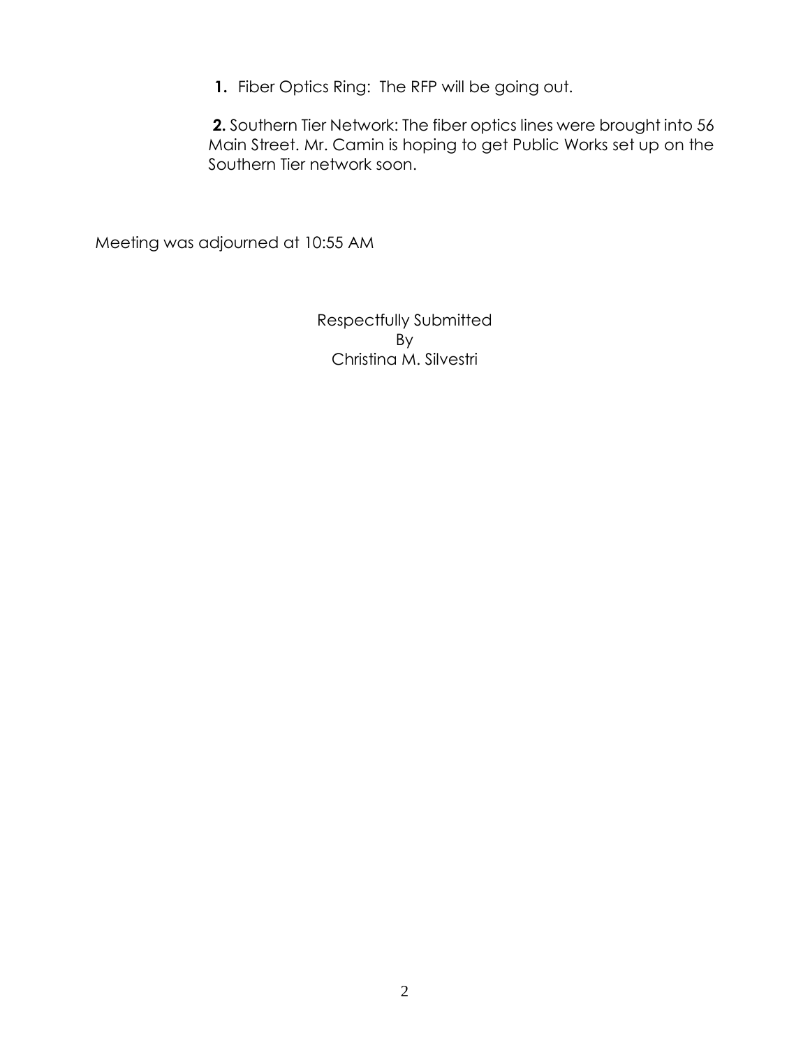1. Fiber Optics Ring: The RFP will be going out.

2. Southern Tier Network: The fiber optics lines were brought into 56 Main Street. Mr. Camin is hoping to get Public Works set up on the Southern Tier network soon.

Meeting was adjourned at 10:55 AM

Respectfully Submitted  
By  
Christina M. Silvestri